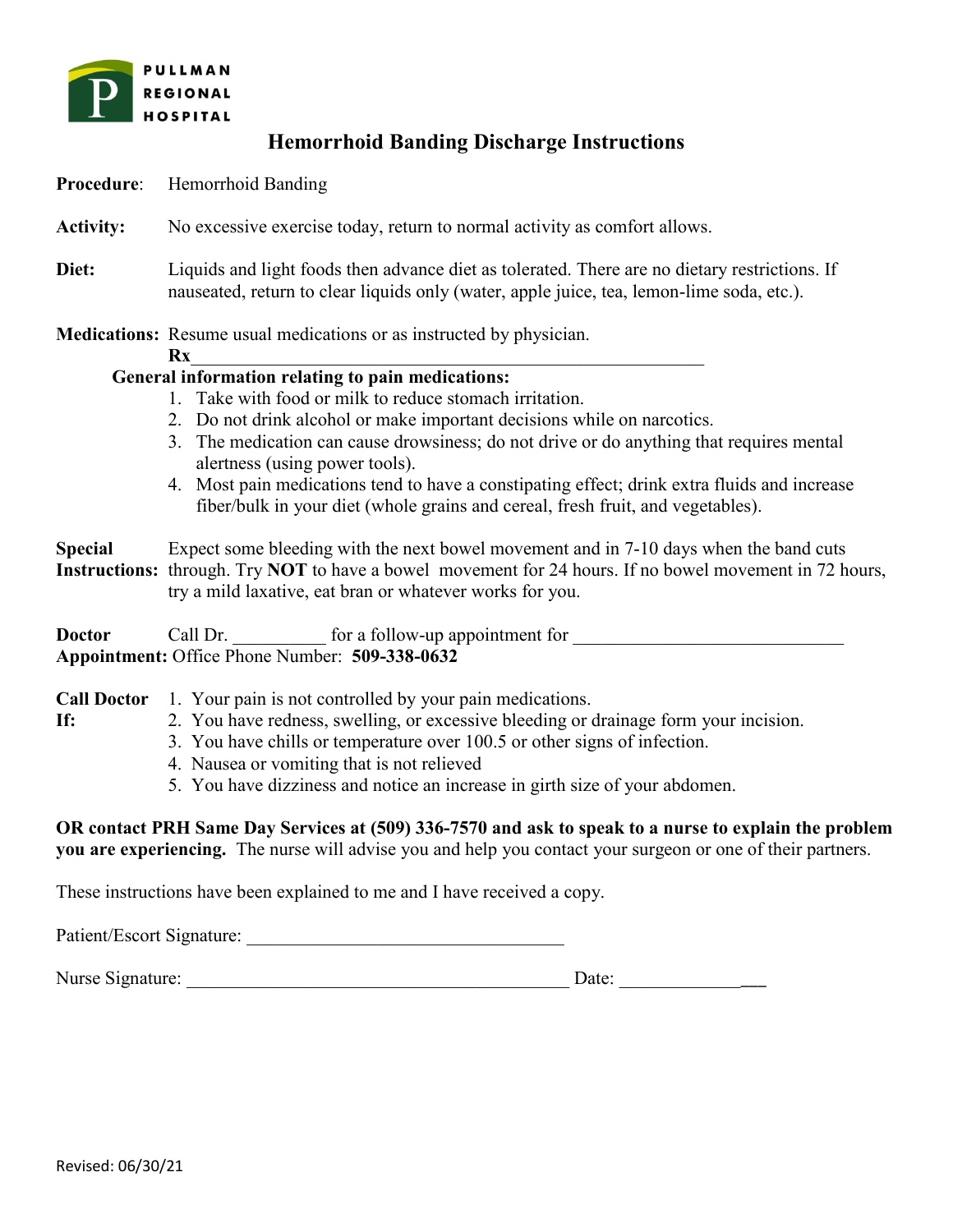PULLMAN REGIONAL HOSPITAL

# Hemorrhoid Banding Discharge Instructions

**Procedure**: Hemorrhoid Banding

**Activity:** No excessive exercise today, return to normal activity as comfort allows.

**Diet:** Liquids and light foods then advance diet as tolerated. There are no dietary restrictions. If nauseated, return to clear liquids only (water, apple juice, tea, lemon-lime soda, etc.).

**Medications:** Resume usual medications or as instructed by physician.
**Rx**_______________________________________________________

**General information relating to pain medications:**

1. Take with food or milk to reduce stomach irritation.
2. Do not drink alcohol or make important decisions while on narcotics.
3. The medication can cause drowsiness; do not drive or do anything that requires mental alertness (using power tools).
4. Most pain medications tend to have a constipating effect; drink extra fluids and increase fiber/bulk in your diet (whole grains and cereal, fresh fruit, and vegetables).

**Special Instructions:** Expect some bleeding with the next bowel movement and in 7-10 days when the band cuts through. Try **NOT** to have a bowel movement for 24 hours. If no bowel movement in 72 hours, try a mild laxative, eat bran or whatever works for you.

**Doctor Appointment:** Call Dr. __________ for a follow-up appointment for ______________________________
Office Phone Number: **509-338-0632**

**Call Doctor If:**

1. Your pain is not controlled by your pain medications.
2. You have redness, swelling, or excessive bleeding or drainage form your incision.
3. You have chills or temperature over 100.5 or other signs of infection.
4. Nausea or vomiting that is not relieved
5. You have dizziness and notice an increase in girth size of your abdomen.

**OR contact PRH Same Day Services at (509) 336-7570 and ask to speak to a nurse to explain the problem you are experiencing.** The nurse will advise you and help you contact your surgeon or one of their partners.

These instructions have been explained to me and I have received a copy.

Patient/Escort Signature: __________________________________

Nurse Signature: __________________________________________ Date: ________________

Revised: 06/30/21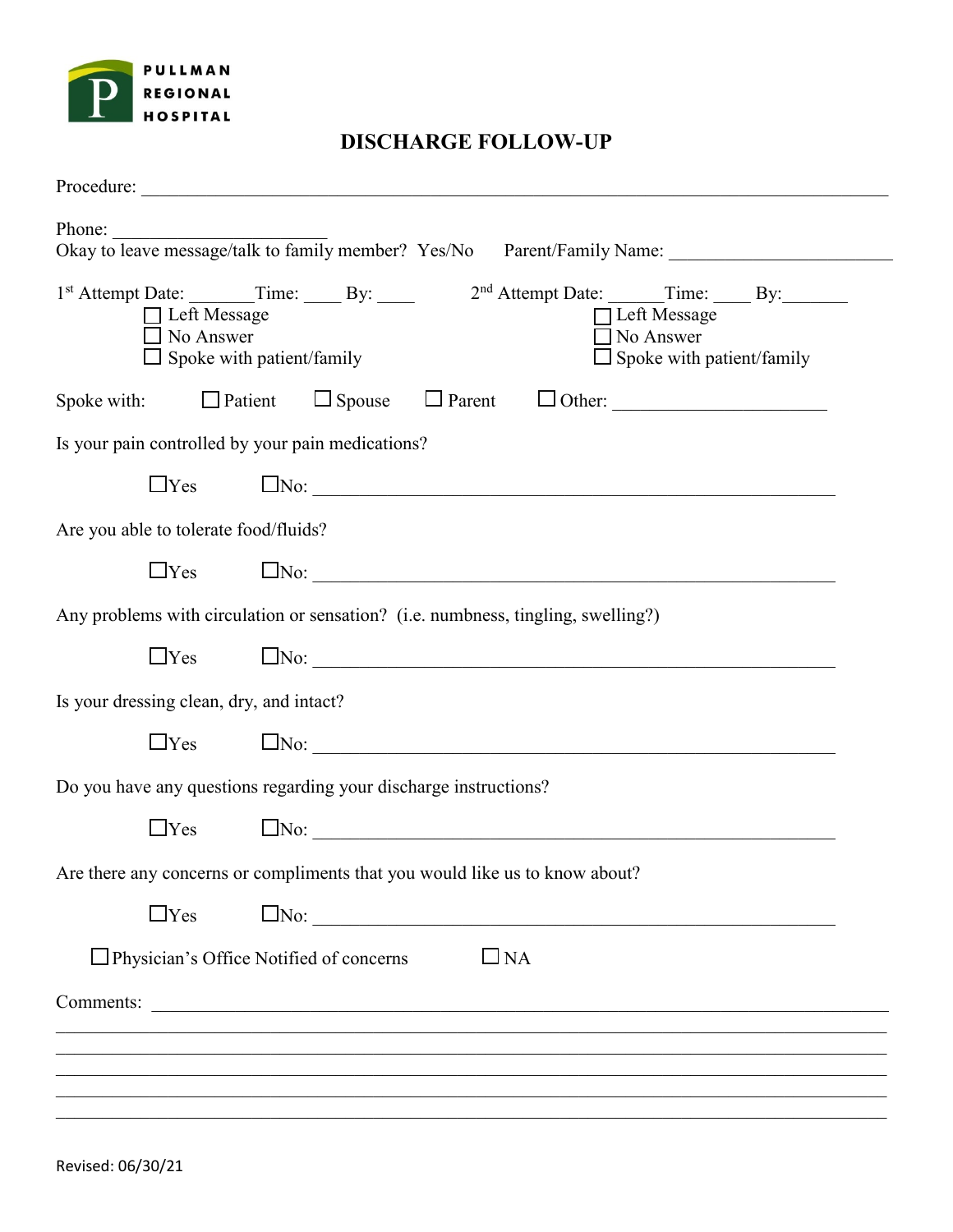PULLMAN REGIONAL HOSPITAL

# DISCHARGE FOLLOW-UP

Procedure: ______________________________________________________________________________

Phone: ______________________

Okay to leave message/talk to family member? Yes/No Parent/Family Name: ______________________

1st Attempt Date: _______Time: ____ By: ____

- ☐ Left Message
- ☐ No Answer
- ☐ Spoke with patient/family

2nd Attempt Date: ______Time: ____ By:_______

- ☐ Left Message
- ☐ No Answer
- ☐ Spoke with patient/family

Spoke with: ☐ Patient ☐ Spouse ☐ Parent ☐ Other: ______________________

Is your pain controlled by your pain medications?

☐Yes ☐No: ________________________________________________________

Are you able to tolerate food/fluids?

☐Yes ☐No: ________________________________________________________

Any problems with circulation or sensation? (i.e. numbness, tingling, swelling?)

☐Yes ☐No: ________________________________________________________

Is your dressing clean, dry, and intact?

☐Yes ☐No: ________________________________________________________

Do you have any questions regarding your discharge instructions?

☐Yes ☐No: ________________________________________________________

Are there any concerns or compliments that you would like us to know about?

☐Yes ☐No: ________________________________________________________

☐ Physician's Office Notified of concerns ☐ NA

Comments: _________________________________________________________________________

______________________________________________________________________________________

______________________________________________________________________________________

______________________________________________________________________________________

______________________________________________________________________________________

______________________________________________________________________________________

Revised: 06/30/21